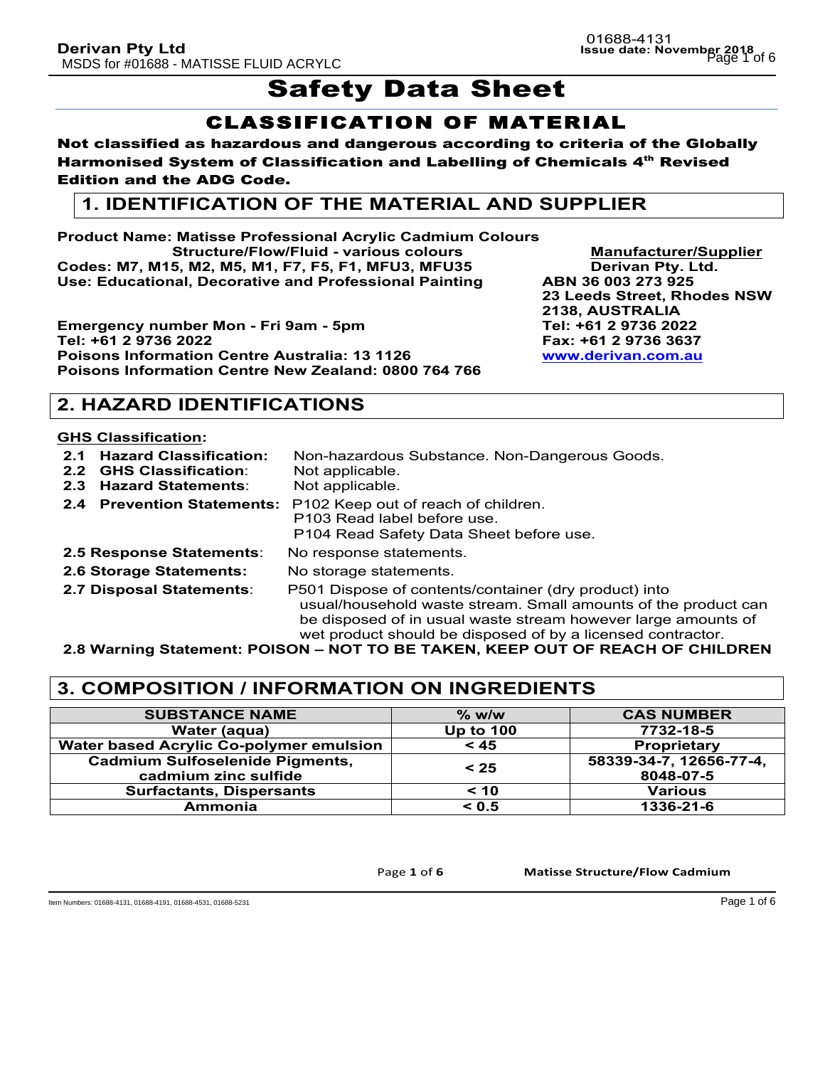# Safety Data Sheet

## CLASSIFICATION OF MATERIAL

**Not classified as hazardous and dangerous according to criteria of the Globally Harmonised System of Classification and Labelling of Chemicals 4th Revised Edition and the ADG Code.**

## 1. IDENTIFICATION OF THE MATERIAL AND SUPPLIER

**Product Name: Matisse Professional Acrylic Cadmium Colours Structure/Flow/Fluid - various colours**
**Codes: M7, M15, M2, M5, M1, F7, F5, F1, MFU3, MFU35**
**Use: Educational, Decorative and Professional Painting**

**Emergency number Mon - Fri 9am - 5pm**
**Tel: +61 2 9736 2022**
**Poisons Information Centre Australia: 13 1126**
**Poisons Information Centre New Zealand: 0800 764 766**

**Manufacturer/Supplier**
**Derivan Pty. Ltd.**
**ABN 36 003 273 925**
**23 Leeds Street, Rhodes NSW 2138, AUSTRALIA**
**Tel: +61 2 9736 2022**
**Fax: +61 2 9736 3637**
**www.derivan.com.au**

## 2. HAZARD IDENTIFICATIONS

**GHS Classification:**

**2.1 Hazard Classification:** Non-hazardous Substance. Non-Dangerous Goods.
**2.2 GHS Classification**: Not applicable.
**2.3 Hazard Statements**: Not applicable.
**2.4 Prevention Statements:** P102 Keep out of reach of children.
P103 Read label before use.
P104 Read Safety Data Sheet before use.
**2.5 Response Statements**: No response statements.
**2.6 Storage Statements:** No storage statements.
**2.7 Disposal Statements**: P501 Dispose of contents/container (dry product) into usual/household waste stream. Small amounts of the product can be disposed of in usual waste stream however large amounts of wet product should be disposed of by a licensed contractor.
**2.8 Warning Statement: POISON – NOT TO BE TAKEN, KEEP OUT OF REACH OF CHILDREN**

## 3. COMPOSITION / INFORMATION ON INGREDIENTS

| SUBSTANCE NAME | % w/w | CAS NUMBER |
|---|---|---|
| Water (aqua) | Up to 100 | 7732-18-5 |
| Water based Acrylic Co-polymer emulsion | < 45 | Proprietary |
| Cadmium Sulfoselenide Pigments, cadmium zinc sulfide | < 25 | 58339-34-7, 12656-77-4, 8048-07-5 |
| Surfactants, Dispersants | < 10 | Various |
| Ammonia | < 0.5 | 1336-21-6 |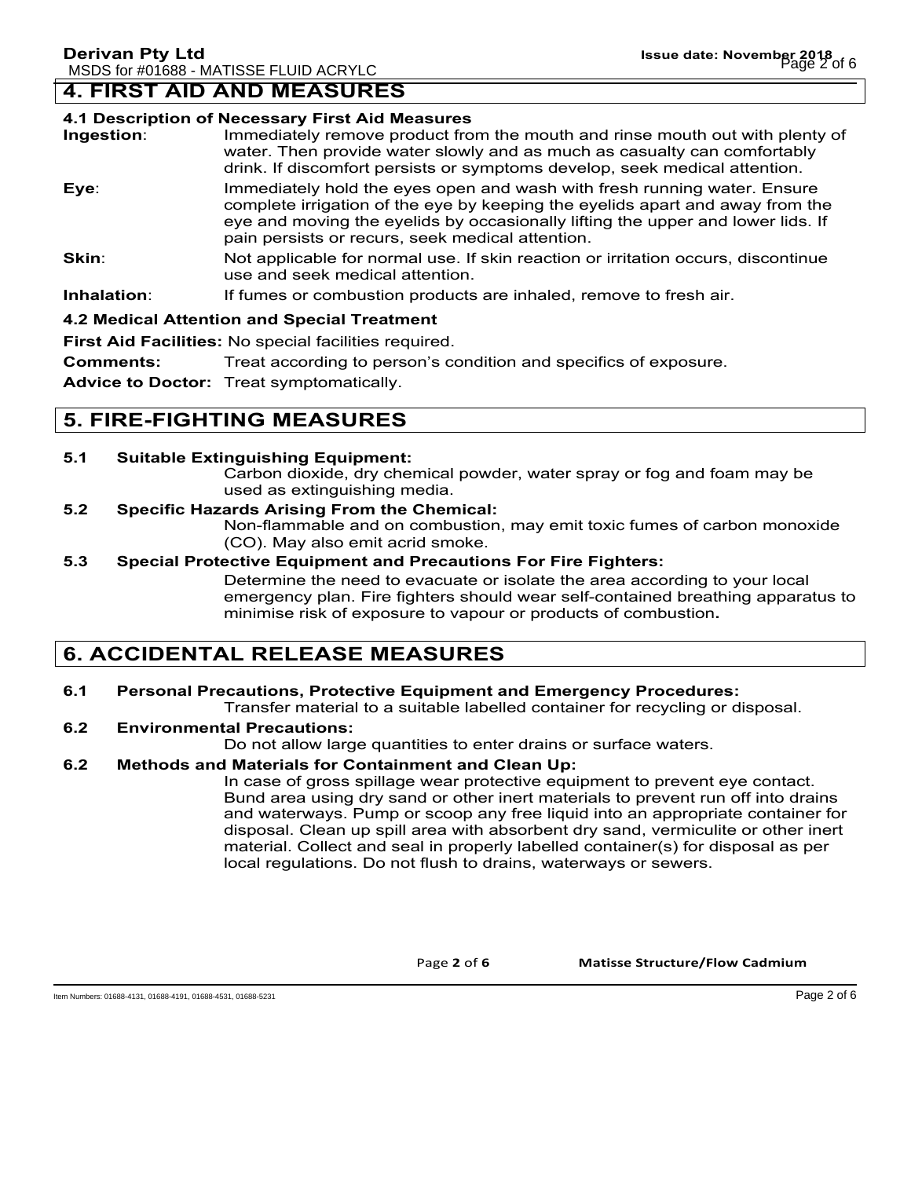## 4. FIRST AID AND MEASURES

### 4.1 Description of Necessary First Aid Measures

**Ingestion**: Immediately remove product from the mouth and rinse mouth out with plenty of water. Then provide water slowly and as much as casualty can comfortably drink. If discomfort persists or symptoms develop, seek medical attention.

**Eye**: Immediately hold the eyes open and wash with fresh running water. Ensure complete irrigation of the eye by keeping the eyelids apart and away from the eye and moving the eyelids by occasionally lifting the upper and lower lids. If pain persists or recurs, seek medical attention.

**Skin**: Not applicable for normal use. If skin reaction or irritation occurs, discontinue use and seek medical attention.

**Inhalation**: If fumes or combustion products are inhaled, remove to fresh air.

### 4.2 Medical Attention and Special Treatment

**First Aid Facilities:** No special facilities required.

**Comments:** Treat according to person's condition and specifics of exposure.

**Advice to Doctor:** Treat symptomatically.

## 5. FIRE-FIGHTING MEASURES

**5.1 Suitable Extinguishing Equipment:**

Carbon dioxide, dry chemical powder, water spray or fog and foam may be used as extinguishing media.

**5.2 Specific Hazards Arising From the Chemical:**

Non-flammable and on combustion, may emit toxic fumes of carbon monoxide (CO). May also emit acrid smoke.

**5.3 Special Protective Equipment and Precautions For Fire Fighters:**

Determine the need to evacuate or isolate the area according to your local emergency plan. Fire fighters should wear self-contained breathing apparatus to minimise risk of exposure to vapour or products of combustion**.**

## 6. ACCIDENTAL RELEASE MEASURES

**6.1 Personal Precautions, Protective Equipment and Emergency Procedures:**

Transfer material to a suitable labelled container for recycling or disposal.

**6.2 Environmental Precautions:**

Do not allow large quantities to enter drains or surface waters.

**6.2 Methods and Materials for Containment and Clean Up:**

In case of gross spillage wear protective equipment to prevent eye contact. Bund area using dry sand or other inert materials to prevent run off into drains and waterways. Pump or scoop any free liquid into an appropriate container for disposal. Clean up spill area with absorbent dry sand, vermiculite or other inert material. Collect and seal in properly labelled container(s) for disposal as per local regulations. Do not flush to drains, waterways or sewers.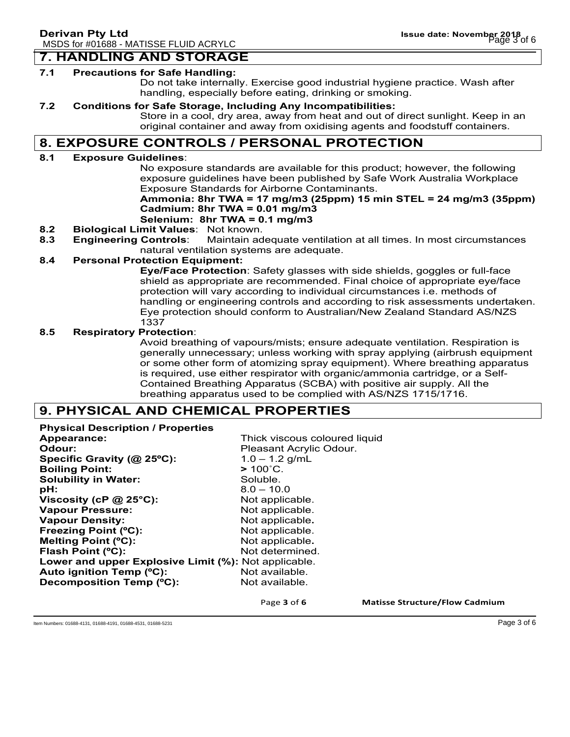## 7. HANDLING AND STORAGE

**7.1 Precautions for Safe Handling:**

Do not take internally. Exercise good industrial hygiene practice. Wash after handling, especially before eating, drinking or smoking.

**7.2 Conditions for Safe Storage, Including Any Incompatibilities:**

Store in a cool, dry area, away from heat and out of direct sunlight. Keep in an original container and away from oxidising agents and foodstuff containers.

## 8. EXPOSURE CONTROLS / PERSONAL PROTECTION

**8.1 Exposure Guidelines**:

No exposure standards are available for this product; however, the following exposure guidelines have been published by Safe Work Australia Workplace Exposure Standards for Airborne Contaminants.

**Ammonia: 8hr TWA = 17 mg/m3 (25ppm) 15 min STEL = 24 mg/m3 (35ppm)**
**Cadmium: 8hr TWA = 0.01 mg/m3**
**Selenium: 8hr TWA = 0.1 mg/m3**

**8.2 Biological Limit Values**: Not known.

**8.3 Engineering Controls**: Maintain adequate ventilation at all times. In most circumstances natural ventilation systems are adequate.

**8.4 Personal Protection Equipment:**

**Eye/Face Protection**: Safety glasses with side shields, goggles or full-face shield as appropriate are recommended. Final choice of appropriate eye/face protection will vary according to individual circumstances i.e. methods of handling or engineering controls and according to risk assessments undertaken. Eye protection should conform to Australian/New Zealand Standard AS/NZS 1337

**8.5 Respiratory Protection**:

Avoid breathing of vapours/mists; ensure adequate ventilation. Respiration is generally unnecessary; unless working with spray applying (airbrush equipment or some other form of atomizing spray equipment). Where breathing apparatus is required, use either respirator with organic/ammonia cartridge, or a Self-Contained Breathing Apparatus (SCBA) with positive air supply. All the breathing apparatus used to be complied with AS/NZS 1715/1716.

## 9. PHYSICAL AND CHEMICAL PROPERTIES

**Physical Description / Properties**

| | |
|---|---|
| **Appearance:** | Thick viscous coloured liquid |
| **Odour:** | Pleasant Acrylic Odour. |
| **Specific Gravity (@ 25ºC):** | 1.0 – 1.2 g/mL |
| **Boiling Point:** | **>** 100˚C. |
| **Solubility in Water:** | Soluble. |
| **pH:** | 8.0 – 10.0 |
| **Viscosity (cP @ 25°C):** | Not applicable. |
| **Vapour Pressure:** | Not applicable. |
| **Vapour Density:** | Not applicable. |
| **Freezing Point (ºC):** | Not applicable. |
| **Melting Point (ºC):** | Not applicable. |
| **Flash Point (ºC):** | Not determined. |
| **Lower and upper Explosive Limit (%):** | Not applicable. |
| **Auto ignition Temp (ºC):** | Not available. |
| **Decomposition Temp (ºC):** | Not available. |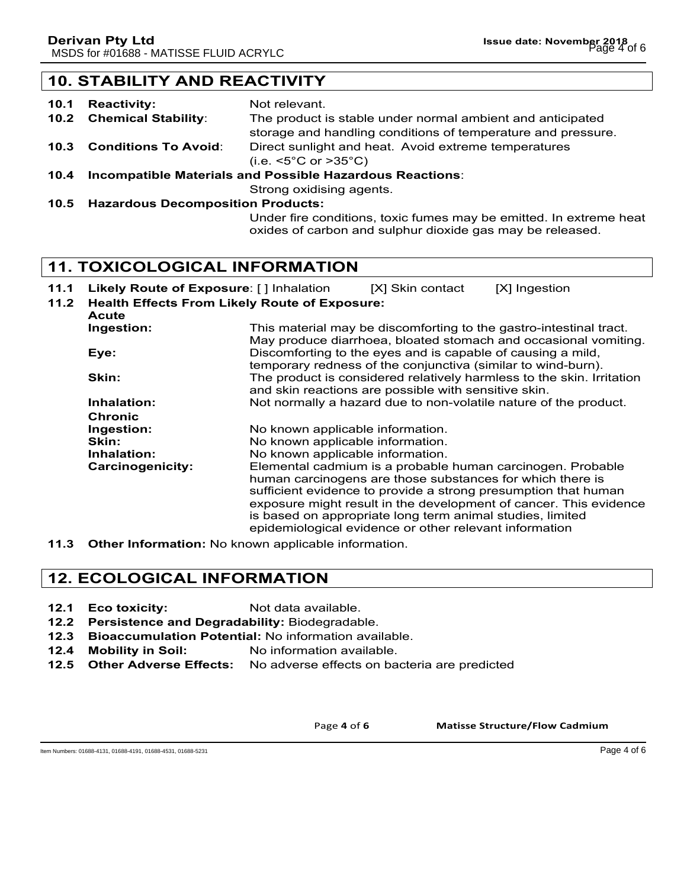## 10. STABILITY AND REACTIVITY

**10.1 Reactivity:** Not relevant.

**10.2 Chemical Stability**: The product is stable under normal ambient and anticipated storage and handling conditions of temperature and pressure.

**10.3 Conditions To Avoid**: Direct sunlight and heat. Avoid extreme temperatures (i.e. <5°C or >35°C)

**10.4 Incompatible Materials and Possible Hazardous Reactions**:
Strong oxidising agents.

**10.5 Hazardous Decomposition Products:**
Under fire conditions, toxic fumes may be emitted. In extreme heat oxides of carbon and sulphur dioxide gas may be released.

## 11. TOXICOLOGICAL INFORMATION

**11.1 Likely Route of Exposure**: [ ] Inhalation [X] Skin contact [X] Ingestion

**11.2 Health Effects From Likely Route of Exposure:**

**Acute**

**Ingestion:** This material may be discomforting to the gastro-intestinal tract. May produce diarrhoea, bloated stomach and occasional vomiting.

**Eye:** Discomforting to the eyes and is capable of causing a mild, temporary redness of the conjunctiva (similar to wind-burn).

**Skin:** The product is considered relatively harmless to the skin. Irritation and skin reactions are possible with sensitive skin.

**Inhalation:** Not normally a hazard due to non-volatile nature of the product.

**Chronic**

**Ingestion:** No known applicable information.

**Skin:** No known applicable information.

**Inhalation:** No known applicable information.

**Carcinogenicity:** Elemental cadmium is a probable human carcinogen. Probable human carcinogens are those substances for which there is sufficient evidence to provide a strong presumption that human exposure might result in the development of cancer. This evidence is based on appropriate long term animal studies, limited epidemiological evidence or other relevant information

**11.3 Other Information:** No known applicable information.

## 12. ECOLOGICAL INFORMATION

**12.1 Eco toxicity:** Not data available.

**12.2 Persistence and Degradability:** Biodegradable.

**12.3 Bioaccumulation Potential:** No information available.

**12.4 Mobility in Soil:** No information available.

**12.5 Other Adverse Effects:** No adverse effects on bacteria are predicted

Item Numbers: 01688-4131, 01688-4191, 01688-4531, 01688-5231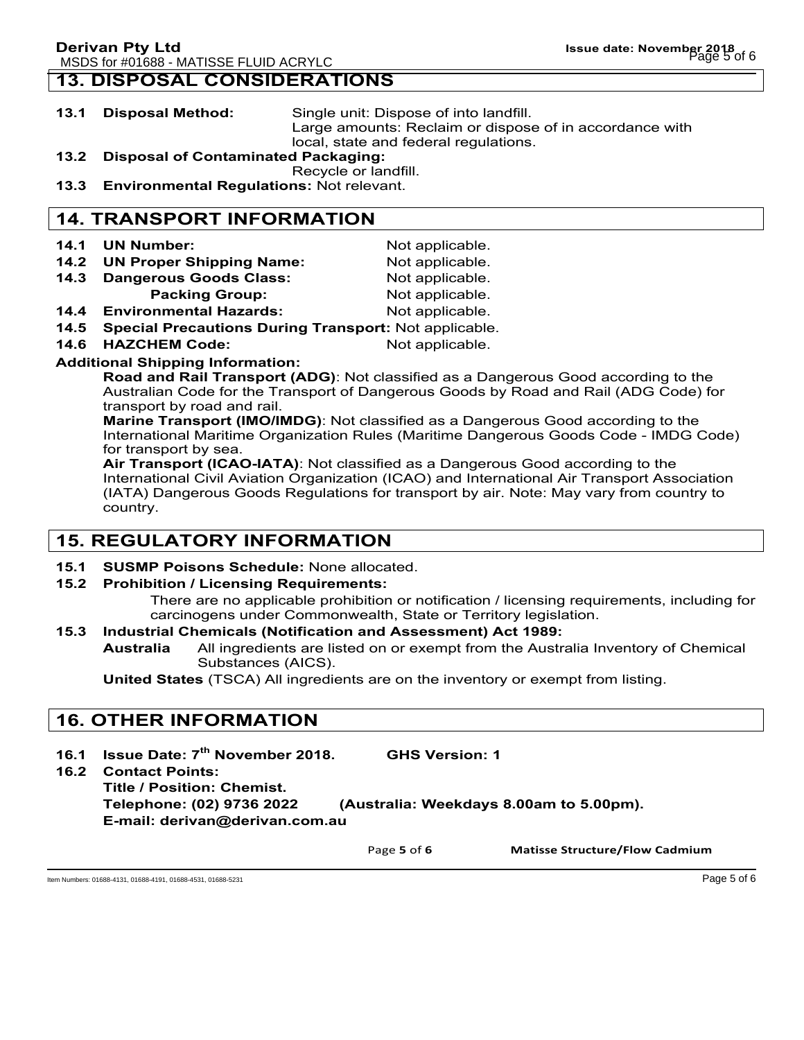## 13. DISPOSAL CONSIDERATIONS

**13.1 Disposal Method:** Single unit: Dispose of into landfill.
Large amounts: Reclaim or dispose of in accordance with local, state and federal regulations.

**13.2 Disposal of Contaminated Packaging:**
Recycle or landfill.

**13.3 Environmental Regulations:** Not relevant.

## 14. TRANSPORT INFORMATION

**14.1 UN Number:** Not applicable.

**14.2 UN Proper Shipping Name:** Not applicable.

**14.3 Dangerous Goods Class:** Not applicable.
**Packing Group:** Not applicable.

**14.4 Environmental Hazards:** Not applicable.

**14.5 Special Precautions During Transport:** Not applicable.

**14.6 HAZCHEM Code:** Not applicable.

**Additional Shipping Information:**

**Road and Rail Transport (ADG)**: Not classified as a Dangerous Good according to the Australian Code for the Transport of Dangerous Goods by Road and Rail (ADG Code) for transport by road and rail.

**Marine Transport (IMO/IMDG)**: Not classified as a Dangerous Good according to the International Maritime Organization Rules (Maritime Dangerous Goods Code - IMDG Code) for transport by sea.

**Air Transport (ICAO-IATA)**: Not classified as a Dangerous Good according to the International Civil Aviation Organization (ICAO) and International Air Transport Association (IATA) Dangerous Goods Regulations for transport by air. Note: May vary from country to country.

## 15. REGULATORY INFORMATION

**15.1 SUSMP Poisons Schedule:** None allocated.

**15.2 Prohibition / Licensing Requirements:**
There are no applicable prohibition or notification / licensing requirements, including for carcinogens under Commonwealth, State or Territory legislation.

**15.3 Industrial Chemicals (Notification and Assessment) Act 1989:**

**Australia** All ingredients are listed on or exempt from the Australia Inventory of Chemical Substances (AICS).

**United States** (TSCA) All ingredients are on the inventory or exempt from listing.

## 16. OTHER INFORMATION

**16.1 Issue Date: 7th November 2018. GHS Version: 1**

**16.2 Contact Points:**
**Title / Position: Chemist.**
**Telephone: (02) 9736 2022 (Australia: Weekdays 8.00am to 5.00pm).**
**E-mail: derivan@derivan.com.au**

Item Numbers: 01688-4131, 01688-4191, 01688-4531, 01688-5231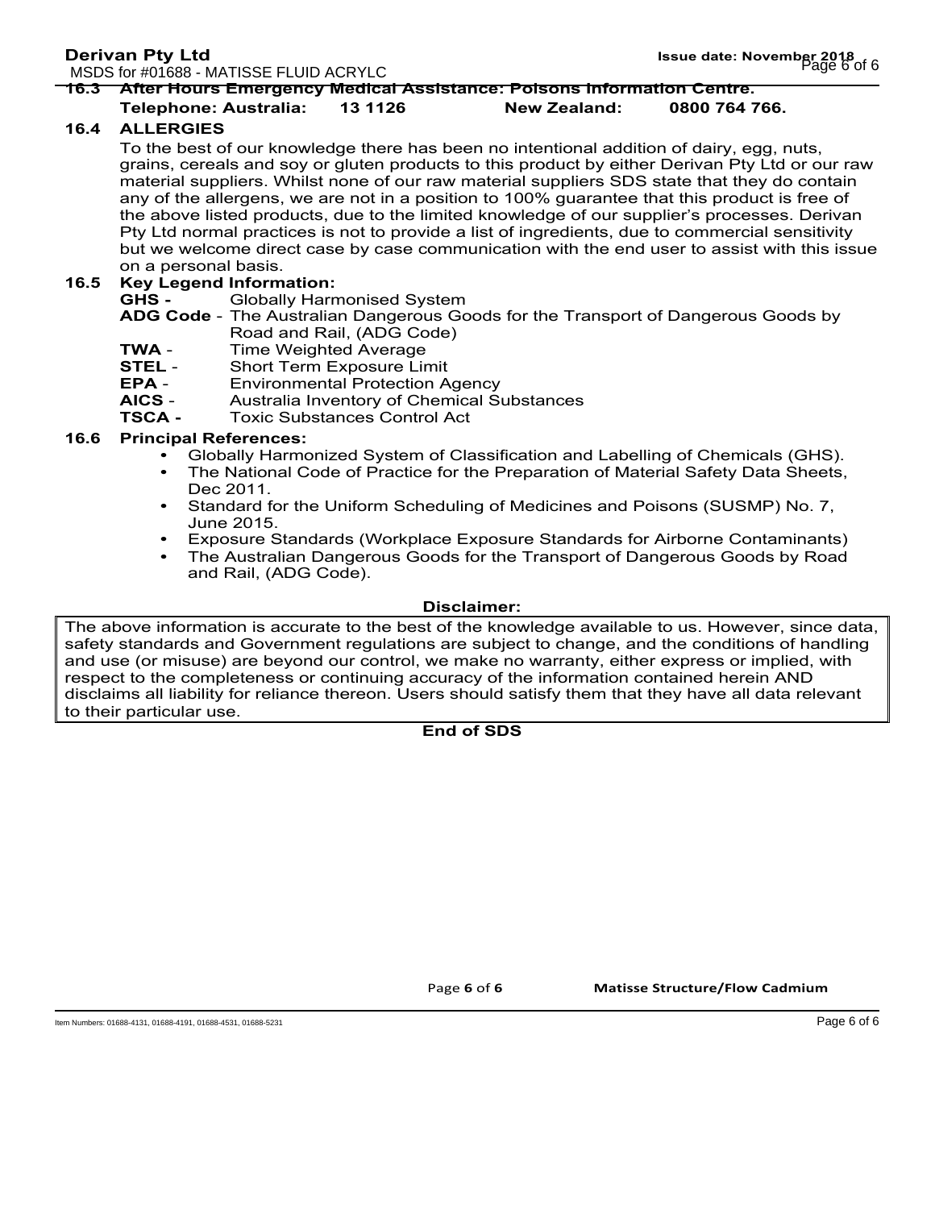**16.3 After Hours Emergency Medical Assistance: Poisons Information Centre.**
**Telephone: Australia: 13 1126 New Zealand: 0800 764 766.**

**16.4 ALLERGIES**

To the best of our knowledge there has been no intentional addition of dairy, egg, nuts, grains, cereals and soy or gluten products to this product by either Derivan Pty Ltd or our raw material suppliers. Whilst none of our raw material suppliers SDS state that they do contain any of the allergens, we are not in a position to 100% guarantee that this product is free of the above listed products, due to the limited knowledge of our supplier's processes. Derivan Pty Ltd normal practices is not to provide a list of ingredients, due to commercial sensitivity but we welcome direct case by case communication with the end user to assist with this issue on a personal basis.

**16.5 Key Legend Information:**

**GHS -** Globally Harmonised System
**ADG Code** - The Australian Dangerous Goods for the Transport of Dangerous Goods by Road and Rail, (ADG Code)
**TWA** - Time Weighted Average
**STEL** - Short Term Exposure Limit
**EPA** - Environmental Protection Agency
**AICS** - Australia Inventory of Chemical Substances
**TSCA -** Toxic Substances Control Act

**16.6 Principal References:**

- Globally Harmonized System of Classification and Labelling of Chemicals (GHS).
- The National Code of Practice for the Preparation of Material Safety Data Sheets, Dec 2011.
- Standard for the Uniform Scheduling of Medicines and Poisons (SUSMP) No. 7, June 2015.
- Exposure Standards (Workplace Exposure Standards for Airborne Contaminants)
- The Australian Dangerous Goods for the Transport of Dangerous Goods by Road and Rail, (ADG Code).

**Disclaimer:**

The above information is accurate to the best of the knowledge available to us. However, since data, safety standards and Government regulations are subject to change, and the conditions of handling and use (or misuse) are beyond our control, we make no warranty, either express or implied, with respect to the completeness or continuing accuracy of the information contained herein AND disclaims all liability for reliance thereon. Users should satisfy them that they have all data relevant to their particular use.

**End of SDS**

Item Numbers: 01688-4131, 01688-4191, 01688-4531, 01688-5231